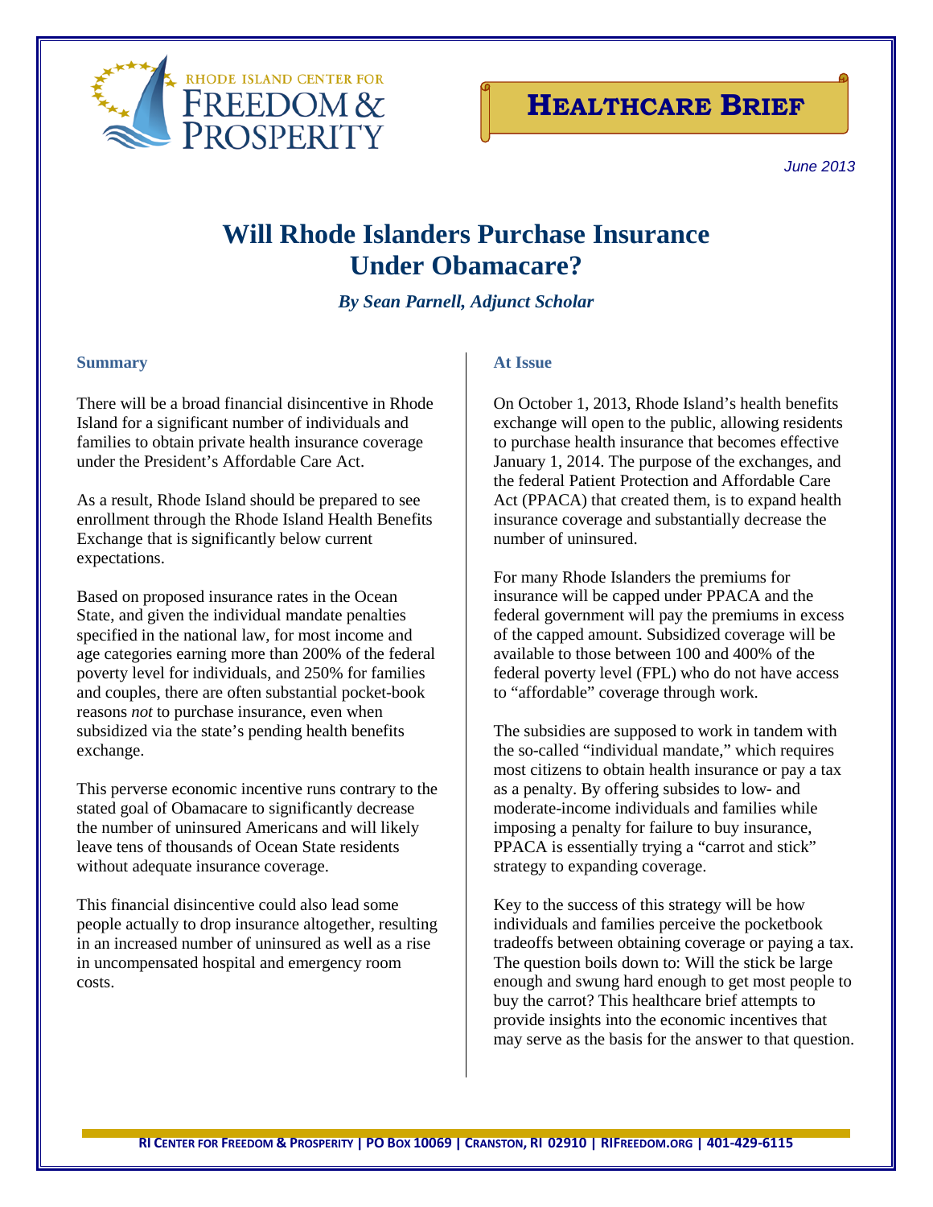Rhode Island Center for Freedom & Prosperity

**Healthcare Brief**

*June 2013*

# Will Rhode Islanders Purchase Insurance Under Obamacare?

***By Sean Parnell, Adjunct Scholar***

## Summary

There will be a broad financial disincentive in Rhode Island for a significant number of individuals and families to obtain private health insurance coverage under the President's Affordable Care Act.

As a result, Rhode Island should be prepared to see enrollment through the Rhode Island Health Benefits Exchange that is significantly below current expectations.

Based on proposed insurance rates in the Ocean State, and given the individual mandate penalties specified in the national law, for most income and age categories earning more than 200% of the federal poverty level for individuals, and 250% for families and couples, there are often substantial pocket-book reasons *not* to purchase insurance, even when subsidized via the state's pending health benefits exchange.

This perverse economic incentive runs contrary to the stated goal of Obamacare to significantly decrease the number of uninsured Americans and will likely leave tens of thousands of Ocean State residents without adequate insurance coverage.

This financial disincentive could also lead some people actually to drop insurance altogether, resulting in an increased number of uninsured as well as a rise in uncompensated hospital and emergency room costs.

## At Issue

On October 1, 2013, Rhode Island's health benefits exchange will open to the public, allowing residents to purchase health insurance that becomes effective January 1, 2014. The purpose of the exchanges, and the federal Patient Protection and Affordable Care Act (PPACA) that created them, is to expand health insurance coverage and substantially decrease the number of uninsured.

For many Rhode Islanders the premiums for insurance will be capped under PPACA and the federal government will pay the premiums in excess of the capped amount. Subsidized coverage will be available to those between 100 and 400% of the federal poverty level (FPL) who do not have access to "affordable" coverage through work.

The subsidies are supposed to work in tandem with the so-called "individual mandate," which requires most citizens to obtain health insurance or pay a tax as a penalty. By offering subsides to low- and moderate-income individuals and families while imposing a penalty for failure to buy insurance, PPACA is essentially trying a "carrot and stick" strategy to expanding coverage.

Key to the success of this strategy will be how individuals and families perceive the pocketbook tradeoffs between obtaining coverage or paying a tax. The question boils down to: Will the stick be large enough and swung hard enough to get most people to buy the carrot? This healthcare brief attempts to provide insights into the economic incentives that may serve as the basis for the answer to that question.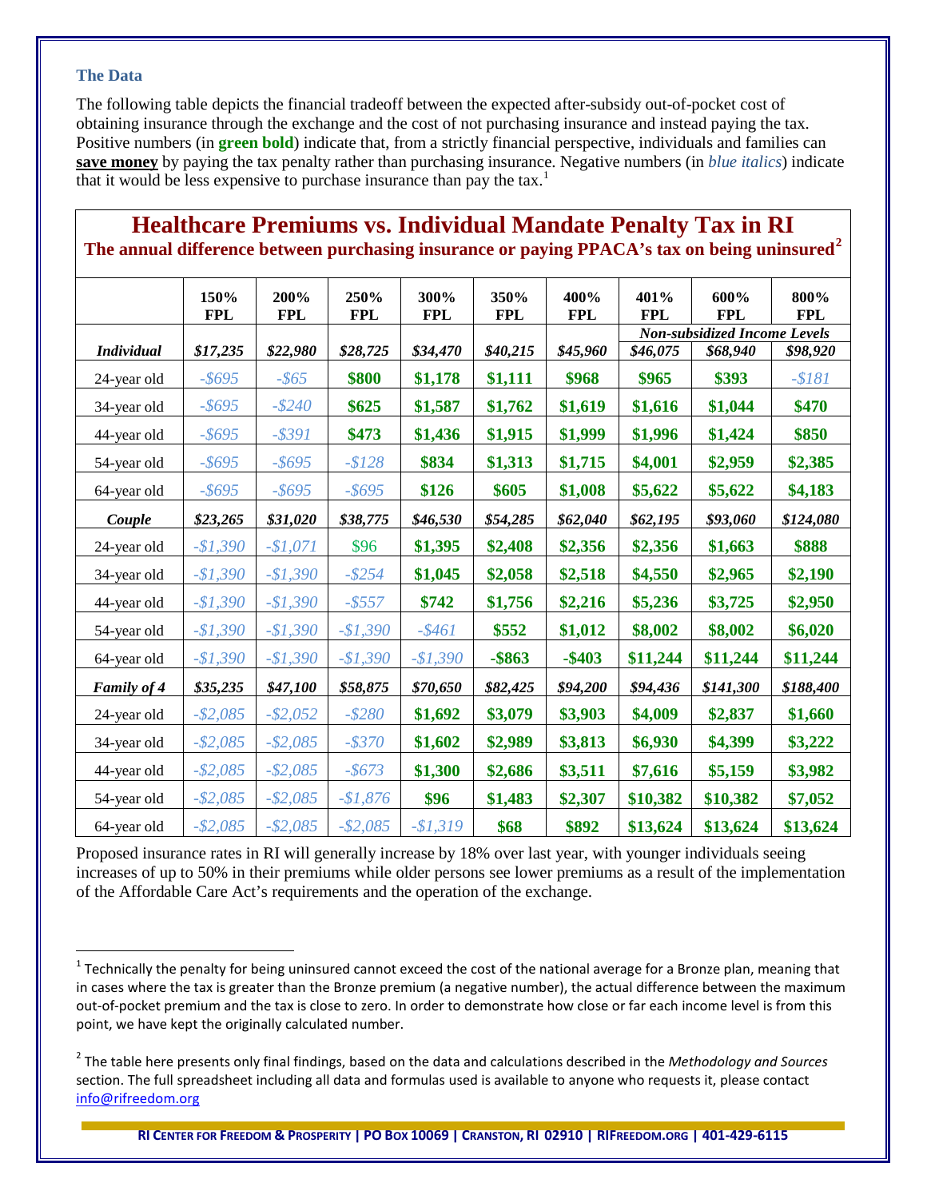### The Data

The following table depicts the financial tradeoff between the expected after-subsidy out-of-pocket cost of obtaining insurance through the exchange and the cost of not purchasing insurance and instead paying the tax. Positive numbers (in **green bold**) indicate that, from a strictly financial perspective, individuals and families can **save money** by paying the tax penalty rather than purchasing insurance. Negative numbers (in *blue italics*) indicate that it would be less expensive to purchase insurance than pay the tax.[1]

## Healthcare Premiums vs. Individual Mandate Penalty Tax in RI

**The annual difference between purchasing insurance or paying PPACA's tax on being uninsured[2]**

| | 150% FPL | 200% FPL | 250% FPL | 300% FPL | 350% FPL | 400% FPL | 401% FPL | 600% FPL | 800% FPL |
|---|---|---|---|---|---|---|---|---|---|
| | | | | | | | *Non-subsidized Income Levels* | | |
| ***Individual*** | ***$17,235*** | ***$22,980*** | ***$28,725*** | ***$34,470*** | ***$40,215*** | ***$45,960*** | ***$46,075*** | ***$68,940*** | ***$98,920*** |
| 24-year old | *-$695* | *-$65* | **$800** | **$1,178** | **$1,111** | **$968** | **$965** | **$393** | *-$181* |
| 34-year old | *-$695* | *-$240* | **$625** | **$1,587** | **$1,762** | **$1,619** | **$1,616** | **$1,044** | **$470** |
| 44-year old | *-$695* | *-$391* | **$473** | **$1,436** | **$1,915** | **$1,999** | **$1,996** | **$1,424** | **$850** |
| 54-year old | *-$695* | *-$695* | *-$128* | **$834** | **$1,313** | **$1,715** | **$4,001** | **$2,959** | **$2,385** |
| 64-year old | *-$695* | *-$695* | *-$695* | **$126** | **$605** | **$1,008** | **$5,622** | **$5,622** | **$4,183** |
| ***Couple*** | ***$23,265*** | ***$31,020*** | ***$38,775*** | ***$46,530*** | ***$54,285*** | ***$62,040*** | ***$62,195*** | ***$93,060*** | ***$124,080*** |
| 24-year old | *-$1,390* | *-$1,071* | $96 | **$1,395** | **$2,408** | **$2,356** | **$2,356** | **$1,663** | **$888** |
| 34-year old | *-$1,390* | *-$1,390* | *-$254* | **$1,045** | **$2,058** | **$2,518** | **$4,550** | **$2,965** | **$2,190** |
| 44-year old | *-$1,390* | *-$1,390* | *-$557* | **$742** | **$1,756** | **$2,216** | **$5,236** | **$3,725** | **$2,950** |
| 54-year old | *-$1,390* | *-$1,390* | *-$1,390* | *-$461* | **$552** | **$1,012** | **$8,002** | **$8,002** | **$6,020** |
| 64-year old | *-$1,390* | *-$1,390* | *-$1,390* | *-$1,390* | **-$863** | **-$403** | **$11,244** | **$11,244** | **$11,244** |
| ***Family of 4*** | ***$35,235*** | ***$47,100*** | ***$58,875*** | ***$70,650*** | ***$82,425*** | ***$94,200*** | ***$94,436*** | ***$141,300*** | ***$188,400*** |
| 24-year old | *-$2,085* | *-$2,052* | *-$280* | **$1,692** | **$3,079** | **$3,903** | **$4,009** | **$2,837** | **$1,660** |
| 34-year old | *-$2,085* | *-$2,085* | *-$370* | **$1,602** | **$2,989** | **$3,813** | **$6,930** | **$4,399** | **$3,222** |
| 44-year old | *-$2,085* | *-$2,085* | *-$673* | **$1,300** | **$2,686** | **$3,511** | **$7,616** | **$5,159** | **$3,982** |
| 54-year old | *-$2,085* | *-$2,085* | *-$1,876* | **$96** | **$1,483** | **$2,307** | **$10,382** | **$10,382** | **$7,052** |
| 64-year old | *-$2,085* | *-$2,085* | *-$2,085* | *-$1,319* | **$68** | **$892** | **$13,624** | **$13,624** | **$13,624** |

Proposed insurance rates in RI will generally increase by 18% over last year, with younger individuals seeing increases of up to 50% in their premiums while older persons see lower premiums as a result of the implementation of the Affordable Care Act's requirements and the operation of the exchange.

---

[1] Technically the penalty for being uninsured cannot exceed the cost of the national average for a Bronze plan, meaning that in cases where the tax is greater than the Bronze premium (a negative number), the actual difference between the maximum out-of-pocket premium and the tax is close to zero. In order to demonstrate how close or far each income level is from this point, we have kept the originally calculated number.

[2] The table here presents only final findings, based on the data and calculations described in the *Methodology and Sources* section. The full spreadsheet including all data and formulas used is available to anyone who requests it, please contact info@rifreedom.org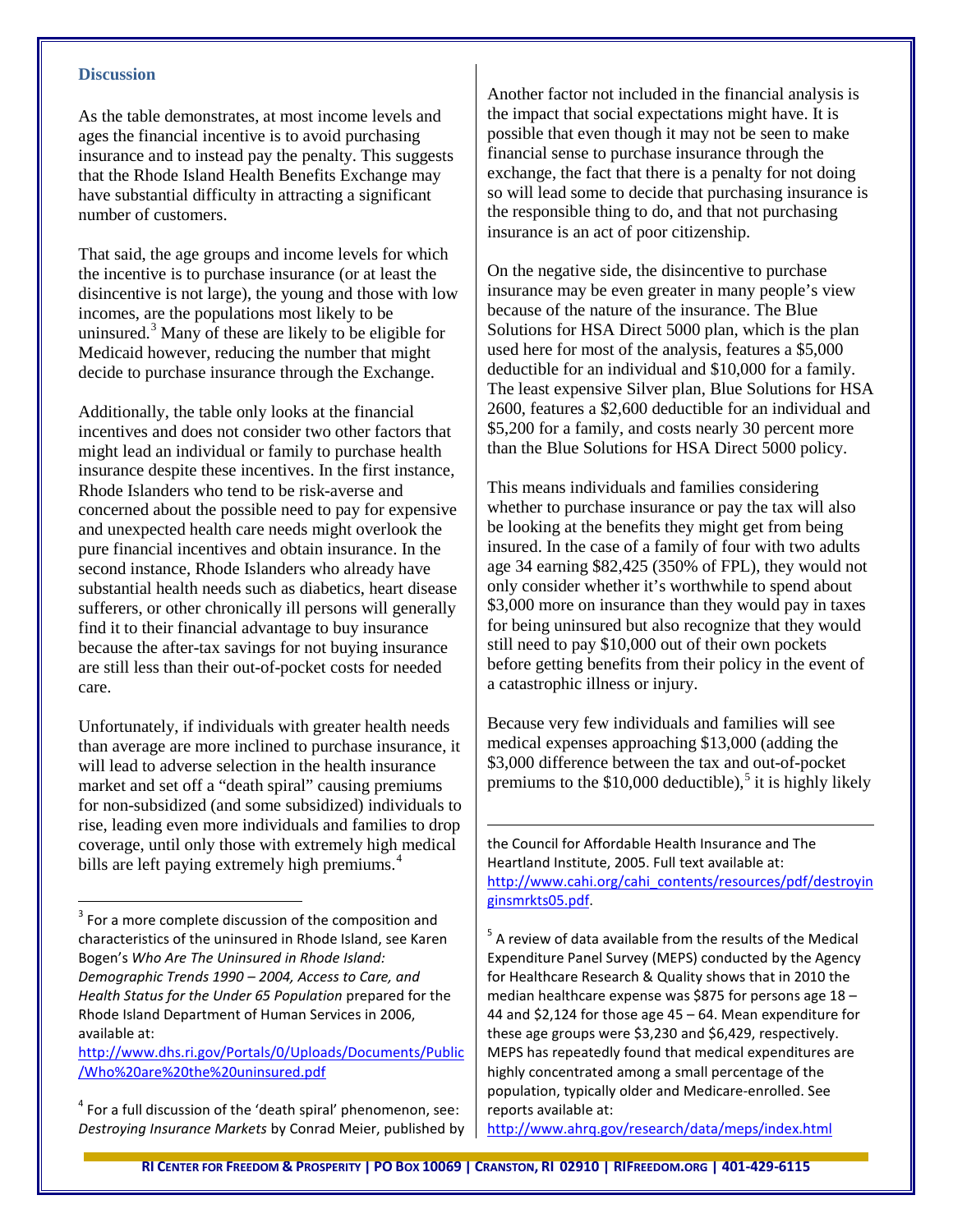### Discussion

As the table demonstrates, at most income levels and ages the financial incentive is to avoid purchasing insurance and to instead pay the penalty. This suggests that the Rhode Island Health Benefits Exchange may have substantial difficulty in attracting a significant number of customers.

That said, the age groups and income levels for which the incentive is to purchase insurance (or at least the disincentive is not large), the young and those with low incomes, are the populations most likely to be uninsured.[3] Many of these are likely to be eligible for Medicaid however, reducing the number that might decide to purchase insurance through the Exchange.

Additionally, the table only looks at the financial incentives and does not consider two other factors that might lead an individual or family to purchase health insurance despite these incentives. In the first instance, Rhode Islanders who tend to be risk-averse and concerned about the possible need to pay for expensive and unexpected health care needs might overlook the pure financial incentives and obtain insurance. In the second instance, Rhode Islanders who already have substantial health needs such as diabetics, heart disease sufferers, or other chronically ill persons will generally find it to their financial advantage to buy insurance because the after-tax savings for not buying insurance are still less than their out-of-pocket costs for needed care.

Unfortunately, if individuals with greater health needs than average are more inclined to purchase insurance, it will lead to adverse selection in the health insurance market and set off a "death spiral" causing premiums for non-subsidized (and some subsidized) individuals to rise, leading even more individuals and families to drop coverage, until only those with extremely high medical bills are left paying extremely high premiums.[4]

Another factor not included in the financial analysis is the impact that social expectations might have. It is possible that even though it may not be seen to make financial sense to purchase insurance through the exchange, the fact that there is a penalty for not doing so will lead some to decide that purchasing insurance is the responsible thing to do, and that not purchasing insurance is an act of poor citizenship.

On the negative side, the disincentive to purchase insurance may be even greater in many people's view because of the nature of the insurance. The Blue Solutions for HSA Direct 5000 plan, which is the plan used here for most of the analysis, features a $5,000 deductible for an individual and $10,000 for a family. The least expensive Silver plan, Blue Solutions for HSA 2600, features a $2,600 deductible for an individual and $5,200 for a family, and costs nearly 30 percent more than the Blue Solutions for HSA Direct 5000 policy.

This means individuals and families considering whether to purchase insurance or pay the tax will also be looking at the benefits they might get from being insured. In the case of a family of four with two adults age 34 earning $82,425 (350% of FPL), they would not only consider whether it's worthwhile to spend about $3,000 more on insurance than they would pay in taxes for being uninsured but also recognize that they would still need to pay $10,000 out of their own pockets before getting benefits from their policy in the event of a catastrophic illness or injury.

Because very few individuals and families will see medical expenses approaching $13,000 (adding the $3,000 difference between the tax and out-of-pocket premiums to the $10,000 deductible),[5] it is highly likely

---

[3] For a more complete discussion of the composition and characteristics of the uninsured in Rhode Island, see Karen Bogen's *Who Are The Uninsured in Rhode Island: Demographic Trends 1990 – 2004, Access to Care, and Health Status for the Under 65 Population* prepared for the Rhode Island Department of Human Services in 2006, available at: http://www.dhs.ri.gov/Portals/0/Uploads/Documents/Public/Who%20are%20the%20uninsured.pdf

[4] For a full discussion of the 'death spiral' phenomenon, see: *Destroying Insurance Markets* by Conrad Meier, published by the Council for Affordable Health Insurance and The Heartland Institute, 2005. Full text available at: http://www.cahi.org/cahi_contents/resources/pdf/destroyinginsmrkts05.pdf.

[5] A review of data available from the results of the Medical Expenditure Panel Survey (MEPS) conducted by the Agency for Healthcare Research & Quality shows that in 2010 the median healthcare expense was $875 for persons age 18 – 44 and $2,124 for those age 45 – 64. Mean expenditure for these age groups were $3,230 and $6,429, respectively. MEPS has repeatedly found that medical expenditures are highly concentrated among a small percentage of the population, typically older and Medicare-enrolled. See reports available at: http://www.ahrq.gov/research/data/meps/index.html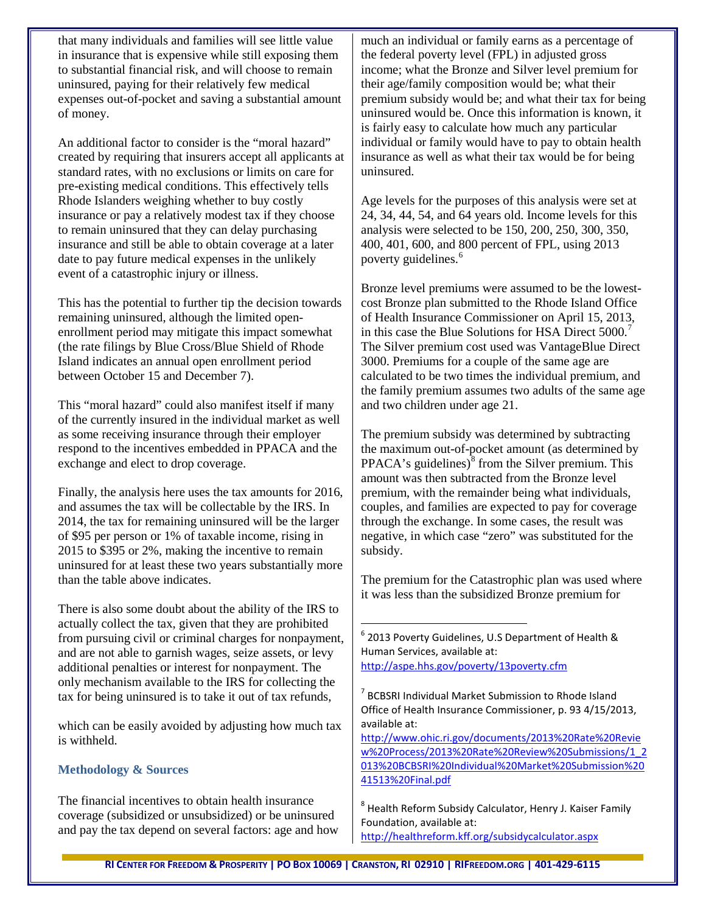that many individuals and families will see little value in insurance that is expensive while still exposing them to substantial financial risk, and will choose to remain uninsured, paying for their relatively few medical expenses out-of-pocket and saving a substantial amount of money.

An additional factor to consider is the "moral hazard" created by requiring that insurers accept all applicants at standard rates, with no exclusions or limits on care for pre-existing medical conditions. This effectively tells Rhode Islanders weighing whether to buy costly insurance or pay a relatively modest tax if they choose to remain uninsured that they can delay purchasing insurance and still be able to obtain coverage at a later date to pay future medical expenses in the unlikely event of a catastrophic injury or illness.

This has the potential to further tip the decision towards remaining uninsured, although the limited open-enrollment period may mitigate this impact somewhat (the rate filings by Blue Cross/Blue Shield of Rhode Island indicates an annual open enrollment period between October 15 and December 7).

This "moral hazard" could also manifest itself if many of the currently insured in the individual market as well as some receiving insurance through their employer respond to the incentives embedded in PPACA and the exchange and elect to drop coverage.

Finally, the analysis here uses the tax amounts for 2016, and assumes the tax will be collectable by the IRS. In 2014, the tax for remaining uninsured will be the larger of $95 per person or 1% of taxable income, rising in 2015 to $395 or 2%, making the incentive to remain uninsured for at least these two years substantially more than the table above indicates.

There is also some doubt about the ability of the IRS to actually collect the tax, given that they are prohibited from pursuing civil or criminal charges for nonpayment, and are not able to garnish wages, seize assets, or levy additional penalties or interest for nonpayment. The only mechanism available to the IRS for collecting the tax for being uninsured is to take it out of tax refunds,

which can be easily avoided by adjusting how much tax is withheld.

### Methodology & Sources

The financial incentives to obtain health insurance coverage (subsidized or unsubsidized) or be uninsured and pay the tax depend on several factors: age and how much an individual or family earns as a percentage of the federal poverty level (FPL) in adjusted gross income; what the Bronze and Silver level premium for their age/family composition would be; what their premium subsidy would be; and what their tax for being uninsured would be. Once this information is known, it is fairly easy to calculate how much any particular individual or family would have to pay to obtain health insurance as well as what their tax would be for being uninsured.

Age levels for the purposes of this analysis were set at 24, 34, 44, 54, and 64 years old. Income levels for this analysis were selected to be 150, 200, 250, 300, 350, 400, 401, 600, and 800 percent of FPL, using 2013 poverty guidelines.[6]

Bronze level premiums were assumed to be the lowest-cost Bronze plan submitted to the Rhode Island Office of Health Insurance Commissioner on April 15, 2013, in this case the Blue Solutions for HSA Direct 5000.[7] The Silver premium cost used was VantageBlue Direct 3000. Premiums for a couple of the same age are calculated to be two times the individual premium, and the family premium assumes two adults of the same age and two children under age 21.

The premium subsidy was determined by subtracting the maximum out-of-pocket amount (as determined by PPACA's guidelines)[8] from the Silver premium. This amount was then subtracted from the Bronze level premium, with the remainder being what individuals, couples, and families are expected to pay for coverage through the exchange. In some cases, the result was negative, in which case "zero" was substituted for the subsidy.

The premium for the Catastrophic plan was used where it was less than the subsidized Bronze premium for

---

[6] 2013 Poverty Guidelines, U.S Department of Health & Human Services, available at: http://aspe.hhs.gov/poverty/13poverty.cfm

[7] BCBSRI Individual Market Submission to Rhode Island Office of Health Insurance Commissioner, p. 93 4/15/2013, available at: http://www.ohic.ri.gov/documents/2013%20Rate%20Review%20Process/2013%20Rate%20Review%20Submissions/1_2013%20BCBSRI%20Individual%20Market%20Submission%2041513%20Final.pdf

[8] Health Reform Subsidy Calculator, Henry J. Kaiser Family Foundation, available at: http://healthreform.kff.org/subsidycalculator.aspx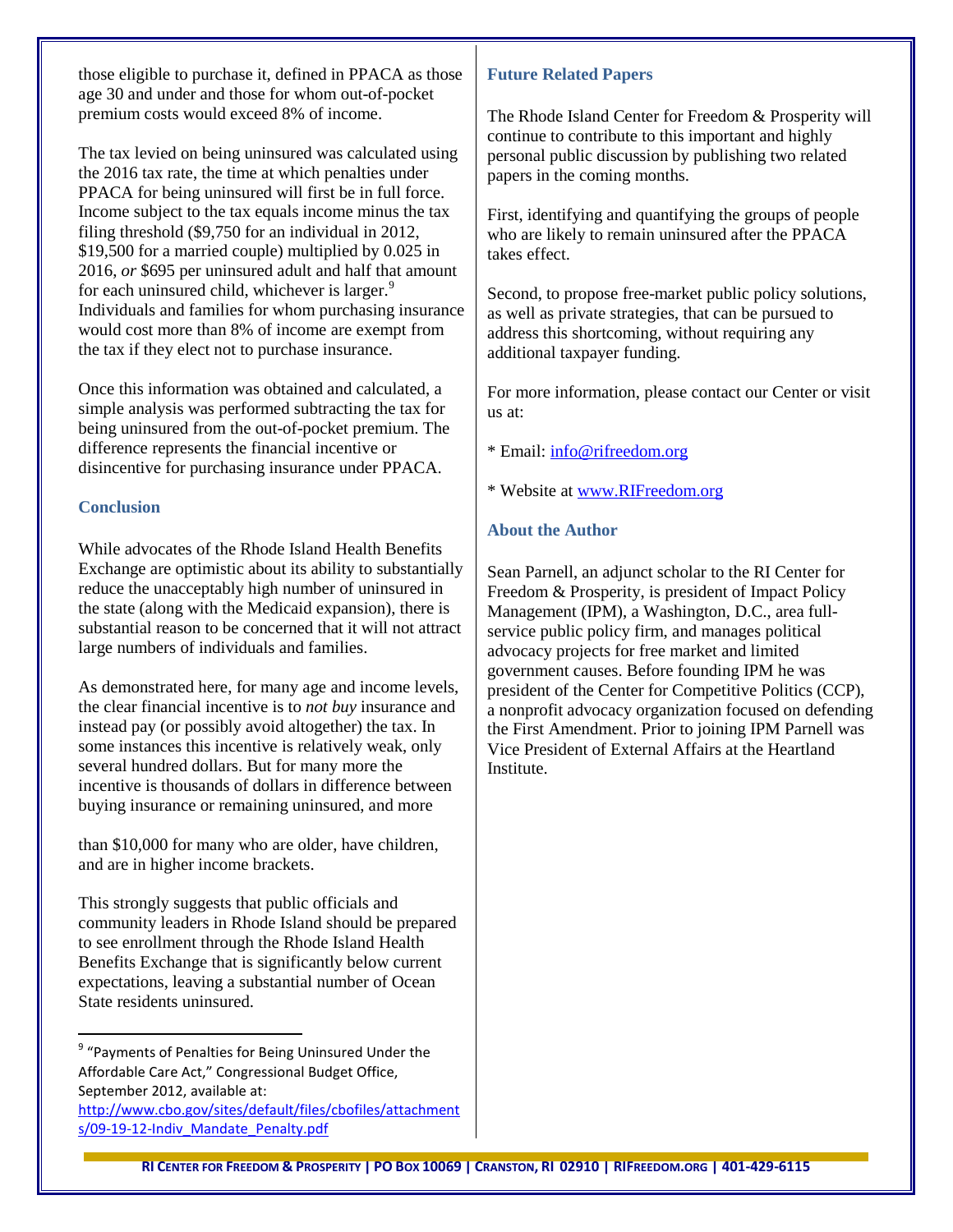those eligible to purchase it, defined in PPACA as those age 30 and under and those for whom out-of-pocket premium costs would exceed 8% of income.

The tax levied on being uninsured was calculated using the 2016 tax rate, the time at which penalties under PPACA for being uninsured will first be in full force. Income subject to the tax equals income minus the tax filing threshold ($9,750 for an individual in 2012, $19,500 for a married couple) multiplied by 0.025 in 2016, *or* $695 per uninsured adult and half that amount for each uninsured child, whichever is larger.[9] Individuals and families for whom purchasing insurance would cost more than 8% of income are exempt from the tax if they elect not to purchase insurance.

Once this information was obtained and calculated, a simple analysis was performed subtracting the tax for being uninsured from the out-of-pocket premium. The difference represents the financial incentive or disincentive for purchasing insurance under PPACA.

### Conclusion

While advocates of the Rhode Island Health Benefits Exchange are optimistic about its ability to substantially reduce the unacceptably high number of uninsured in the state (along with the Medicaid expansion), there is substantial reason to be concerned that it will not attract large numbers of individuals and families.

As demonstrated here, for many age and income levels, the clear financial incentive is to *not buy* insurance and instead pay (or possibly avoid altogether) the tax. In some instances this incentive is relatively weak, only several hundred dollars. But for many more the incentive is thousands of dollars in difference between buying insurance or remaining uninsured, and more than $10,000 for many who are older, have children, and are in higher income brackets.

This strongly suggests that public officials and community leaders in Rhode Island should be prepared to see enrollment through the Rhode Island Health Benefits Exchange that is significantly below current expectations, leaving a substantial number of Ocean State residents uninsured.

[9] "Payments of Penalties for Being Uninsured Under the Affordable Care Act," Congressional Budget Office, September 2012, available at: http://www.cbo.gov/sites/default/files/cbofiles/attachments/09-19-12-Indiv_Mandate_Penalty.pdf

### Future Related Papers

The Rhode Island Center for Freedom & Prosperity will continue to contribute to this important and highly personal public discussion by publishing two related papers in the coming months.

First, identifying and quantifying the groups of people who are likely to remain uninsured after the PPACA takes effect.

Second, to propose free-market public policy solutions, as well as private strategies, that can be pursued to address this shortcoming, without requiring any additional taxpayer funding.

For more information, please contact our Center or visit us at:

* Email: info@rifreedom.org

* Website at www.RIFreedom.org

### About the Author

Sean Parnell, an adjunct scholar to the RI Center for Freedom & Prosperity, is president of Impact Policy Management (IPM), a Washington, D.C., area full-service public policy firm, and manages political advocacy projects for free market and limited government causes. Before founding IPM he was president of the Center for Competitive Politics (CCP), a nonprofit advocacy organization focused on defending the First Amendment. Prior to joining IPM Parnell was Vice President of External Affairs at the Heartland Institute.